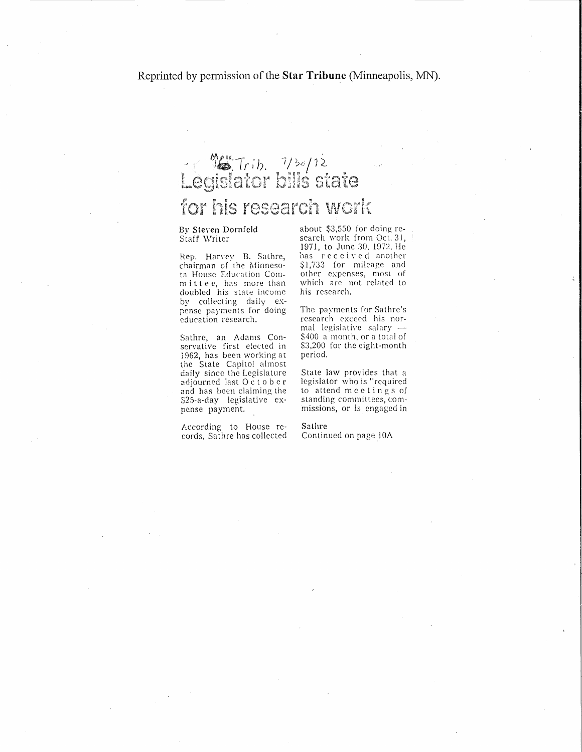Reprinted by permission of the **Star Tribune** (Minneapolis, MN).

Mpls. Trib. 7/30/72

# Legislator bills state for his research work

**By Steven Dornfeld**
Staff Writer

Rep. Harvey B. Sathre, chairman of the Minnesota House Education Committee, has more than doubled his state income by collecting daily expense payments for doing education research.

Sathre, an Adams Conservative first elected in 1962, has been working at the State Capitol almost daily since the Legislature adjourned last October and has been claiming the $25-a-day legislative expense payment.

According to House records, Sathre has collected about $3,550 for doing research work from Oct. 31, 1971, to June 30, 1972. He has received another $1,733 for mileage and other expenses, most of which are not related to his research.

The payments for Sathre's research exceed his normal legislative salary — $400 a month, or a total of $3,200 for the eight-month period.

State law provides that a legislator who is "required to attend meetings of standing committees, commissions, or is engaged in

Sathre
Continued on page 10A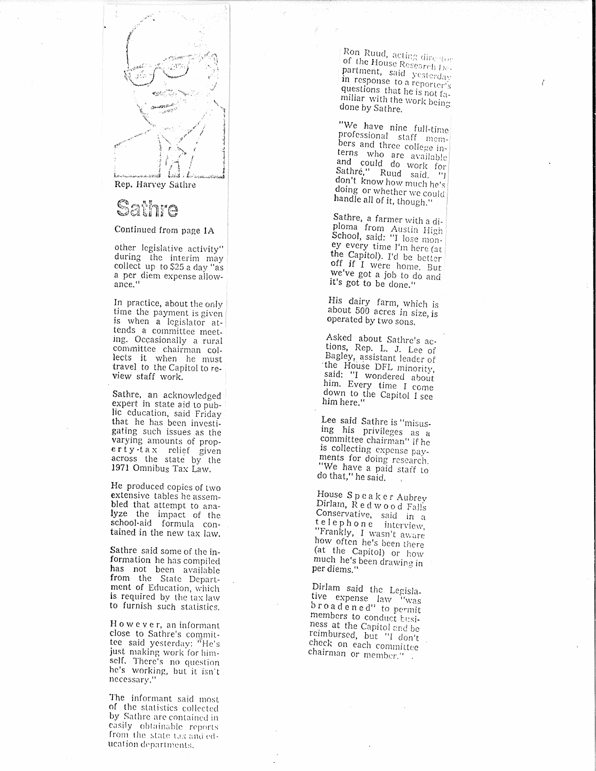Rep. Harvey Sathre

# Sathre

Continued from page 1A

other legislative activity" during the interim may collect up to $25 a day "as a per diem expense allowance."

In practice, about the only time the payment is given is when a legislator attends a committee meeting. Occasionally a rural committee chairman collects it when he must travel to the Capitol to review staff work.

Sathre, an acknowledged expert in state aid to public education, said Friday that he has been investigating such issues as the varying amounts of property-tax relief given across the state by the 1971 Omnibus Tax Law.

He produced copies of two extensive tables he assembled that attempt to analyze the impact of the school-aid formula contained in the new tax law.

Sathre said some of the information he has compiled has not been available from the State Department of Education, which is required by the tax law to furnish such statistics.

However, an informant close to Sathre's committee said yesterday: "He's just making work for himself. There's no question he's working, but it isn't necessary."

The informant said most of the statistics collected by Sathre are contained in easily obtainable reports from the state tax and education departments.

Ron Ruud, acting director of the House Research Department, said yesterday in response to a reporter's questions that he is not familiar with the work being done by Sathre.

"We have nine full-time professional staff members and three college interns who are available and could do work for Sathre," Ruud said. "I don't know how much he's doing or whether we could handle all of it, though."

Sathre, a farmer with a diploma from Austin High School, said: "I lose money every time I'm here (at the Capitol). I'd be better off if I were home. But we've got a job to do and it's got to be done."

His dairy farm, which is about 500 acres in size, is operated by two sons.

Asked about Sathre's actions, Rep. L. J. Lee of Bagley, assistant leader of the House DFL minority, said: "I wondered about him. Every time I come down to the Capitol I see him here."

Lee said Sathre is "misusing his privileges as a committee chairman" if he is collecting expense payments for doing research. "We have a paid staff to do that," he said.

House Speaker Aubrey Dirlam, Redwood Falls Conservative, said in a telephone interview, "Frankly, I wasn't aware how often he's been there (at the Capitol) or how much he's been drawing in per diems."

Dirlam said the Legislative expense law "was broadened" to permit members to conduct business at the Capitol and be reimbursed, but "I don't check on each committee chairman or member."